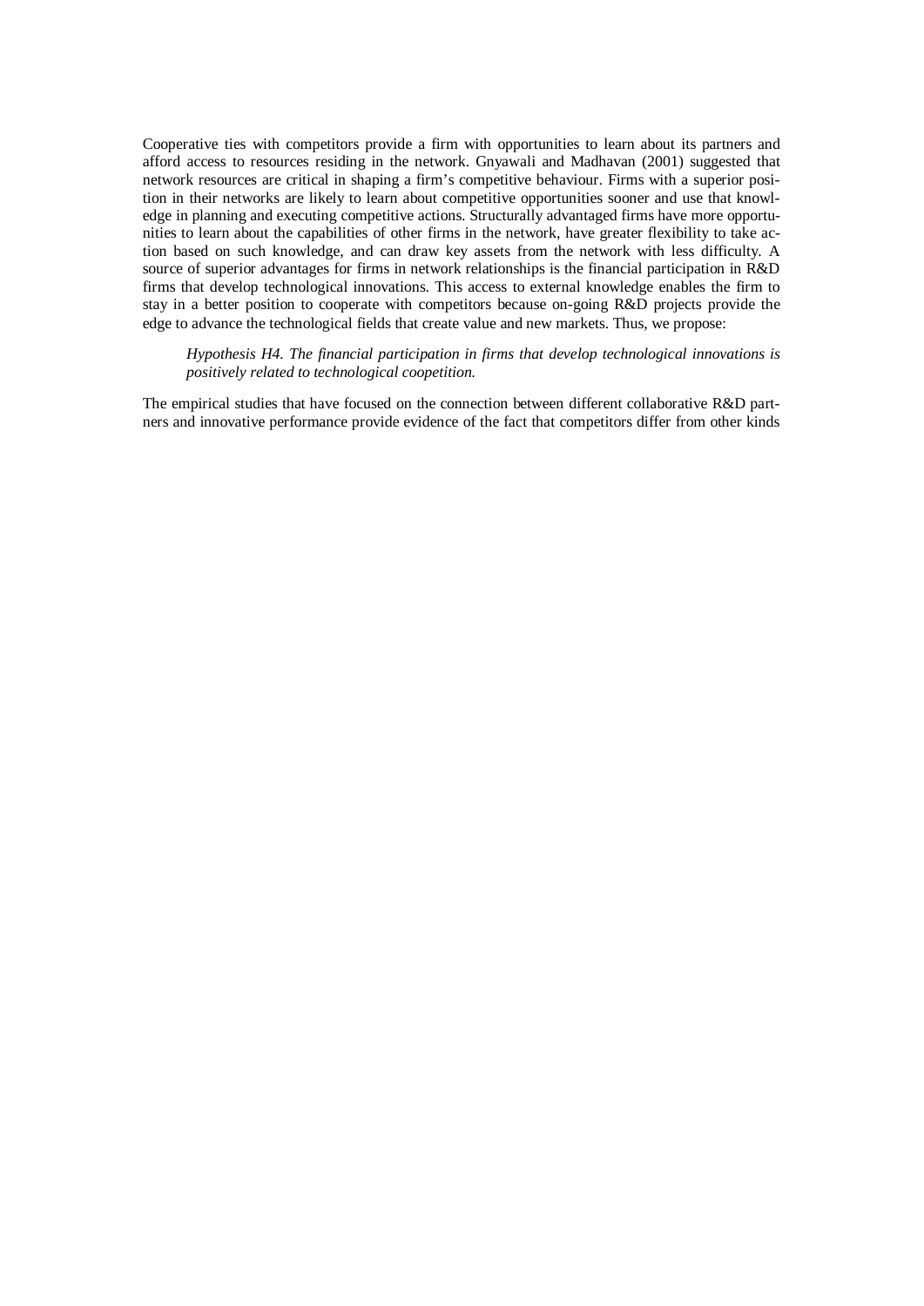Cooperative ties with competitors provide a firm with opportunities to learn about its partners and afford access to resources residing in the network. Gnyawali and Madhavan (2001) suggested that network resources are critical in shaping a firm's competitive behaviour. Firms with a superior position in their networks are likely to learn about competitive opportunities sooner and use that knowledge in planning and executing competitive actions. Structurally advantaged firms have more opportunities to learn about the capabilities of other firms in the network, have greater flexibility to take action based on such knowledge, and can draw key assets from the network with less difficulty. A source of superior advantages for firms in network relationships is the financial participation in R&D firms that develop technological innovations. This access to external knowledge enables the firm to stay in a better position to cooperate with competitors because on-going R&D projects provide the edge to advance the technological fields that create value and new markets. Thus, we propose:

> *Hypothesis H4. The financial participation in firms that develop technological innovations is positively related to technological coopetition.*

The empirical studies that have focused on the connection between different collaborative R&D partners and innovative performance provide evidence of the fact that competitors differ from other kinds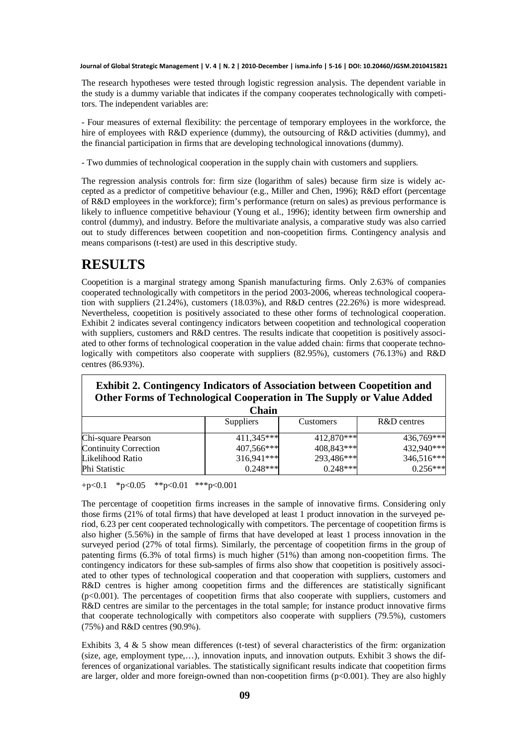The research hypotheses were tested through logistic regression analysis. The dependent variable in the study is a dummy variable that indicates if the company cooperates technologically with competitors. The independent variables are:

- Four measures of external flexibility: the percentage of temporary employees in the workforce, the hire of employees with R&D experience (dummy), the outsourcing of R&D activities (dummy), and the financial participation in firms that are developing technological innovations (dummy).

- Two dummies of technological cooperation in the supply chain with customers and suppliers.

The regression analysis controls for: firm size (logarithm of sales) because firm size is widely accepted as a predictor of competitive behaviour (e.g., Miller and Chen, 1996); R&D effort (percentage of R&D employees in the workforce); firm's performance (return on sales) as previous performance is likely to influence competitive behaviour (Young et al., 1996); identity between firm ownership and control (dummy), and industry. Before the multivariate analysis, a comparative study was also carried out to study differences between coopetition and non-coopetition firms. Contingency analysis and means comparisons (t-test) are used in this descriptive study.

# RESULTS

Coopetition is a marginal strategy among Spanish manufacturing firms. Only 2.63% of companies cooperated technologically with competitors in the period 2003-2006, whereas technological cooperation with suppliers (21.24%), customers (18.03%), and R&D centres (22.26%) is more widespread. Nevertheless, coopetition is positively associated to these other forms of technological cooperation. Exhibit 2 indicates several contingency indicators between coopetition and technological cooperation with suppliers, customers and R&D centres. The results indicate that coopetition is positively associated to other forms of technological cooperation in the value added chain: firms that cooperate technologically with competitors also cooperate with suppliers (82.95%), customers (76.13%) and R&D centres (86.93%).

**Exhibit 2. Contingency Indicators of Association between Coopetition and Other Forms of Technological Cooperation in The Supply or Value Added Chain**

| | Suppliers | Customers | R&D centres |
|---|---|---|---|
| Chi-square Pearson | 411,345*** | 412,870*** | 436,769*** |
| Continuity Correction | 407,566*** | 408,843*** | 432,940*** |
| Likelihood Ratio | 316,941*** | 293,486*** | 346,516*** |
| Phi Statistic | 0.248*** | 0.248*** | 0.256*** |

+p<0.1 *p<0.05 **p<0.01 ***p<0.001

The percentage of coopetition firms increases in the sample of innovative firms. Considering only those firms (21% of total firms) that have developed at least 1 product innovation in the surveyed period, 6.23 per cent cooperated technologically with competitors. The percentage of coopetition firms is also higher (5.56%) in the sample of firms that have developed at least 1 process innovation in the surveyed period (27% of total firms). Similarly, the percentage of coopetition firms in the group of patenting firms (6.3% of total firms) is much higher (51%) than among non-coopetition firms. The contingency indicators for these sub-samples of firms also show that coopetition is positively associated to other types of technological cooperation and that cooperation with suppliers, customers and R&D centres is higher among coopetition firms and the differences are statistically significant ($p<0.001$). The percentages of coopetition firms that also cooperate with suppliers, customers and R&D centres are similar to the percentages in the total sample; for instance product innovative firms that cooperate technologically with competitors also cooperate with suppliers (79.5%), customers (75%) and R&D centres (90.9%).

Exhibits 3, 4 & 5 show mean differences (t-test) of several characteristics of the firm: organization (size, age, employment type,…), innovation inputs, and innovation outputs. Exhibit 3 shows the differences of organizational variables. The statistically significant results indicate that coopetition firms are larger, older and more foreign-owned than non-coopetition firms ($p<0.001$). They are also highly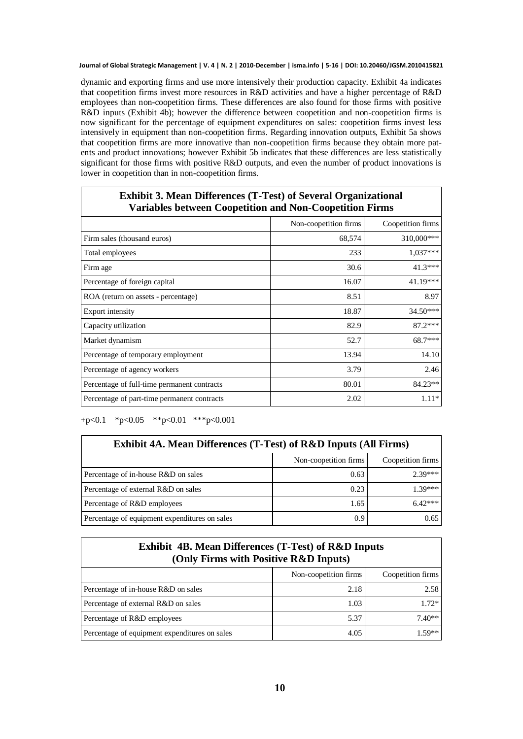dynamic and exporting firms and use more intensively their production capacity. Exhibit 4a indicates that coopetition firms invest more resources in R&D activities and have a higher percentage of R&D employees than non-coopetition firms. These differences are also found for those firms with positive R&D inputs (Exhibit 4b); however the difference between coopetition and non-coopetition firms is now significant for the percentage of equipment expenditures on sales: coopetition firms invest less intensively in equipment than non-coopetition firms. Regarding innovation outputs, Exhibit 5a shows that coopetition firms are more innovative than non-coopetition firms because they obtain more patents and product innovations; however Exhibit 5b indicates that these differences are less statistically significant for those firms with positive R&D outputs, and even the number of product innovations is lower in coopetition than in non-coopetition firms.

**Exhibit 3. Mean Differences (T-Test) of Several Organizational Variables between Coopetition and Non-Coopetition Firms**

| | Non-coopetition firms | Coopetition firms |
|---|---|---|
| Firm sales (thousand euros) | 68,574 | 310,000*** |
| Total employees | 233 | 1,037*** |
| Firm age | 30.6 | 41.3*** |
| Percentage of foreign capital | 16.07 | 41.19*** |
| ROA (return on assets - percentage) | 8.51 | 8.97 |
| Export intensity | 18.87 | 34.50*** |
| Capacity utilization | 82.9 | 87.2*** |
| Market dynamism | 52.7 | 68.7*** |
| Percentage of temporary employment | 13.94 | 14.10 |
| Percentage of agency workers | 3.79 | 2.46 |
| Percentage of full-time permanent contracts | 80.01 | 84.23** |
| Percentage of part-time permanent contracts | 2.02 | 1.11* |

+p<0.1 &nbsp;&nbsp; *p<0.05 &nbsp;&nbsp; **p<0.01 &nbsp;&nbsp; ***p<0.001

**Exhibit 4A. Mean Differences (T-Test) of R&D Inputs (All Firms)**

| | Non-coopetition firms | Coopetition firms |
|---|---|---|
| Percentage of in-house R&D on sales | 0.63 | 2.39*** |
| Percentage of external R&D on sales | 0.23 | 1.39*** |
| Percentage of R&D employees | 1.65 | 6.42*** |
| Percentage of equipment expenditures on sales | 0.9 | 0.65 |

**Exhibit 4B. Mean Differences (T-Test) of R&D Inputs (Only Firms with Positive R&D Inputs)**

| | Non-coopetition firms | Coopetition firms |
|---|---|---|
| Percentage of in-house R&D on sales | 2.18 | 2.58 |
| Percentage of external R&D on sales | 1.03 | 1.72* |
| Percentage of R&D employees | 5.37 | 7.40** |
| Percentage of equipment expenditures on sales | 4.05 | 1.59** |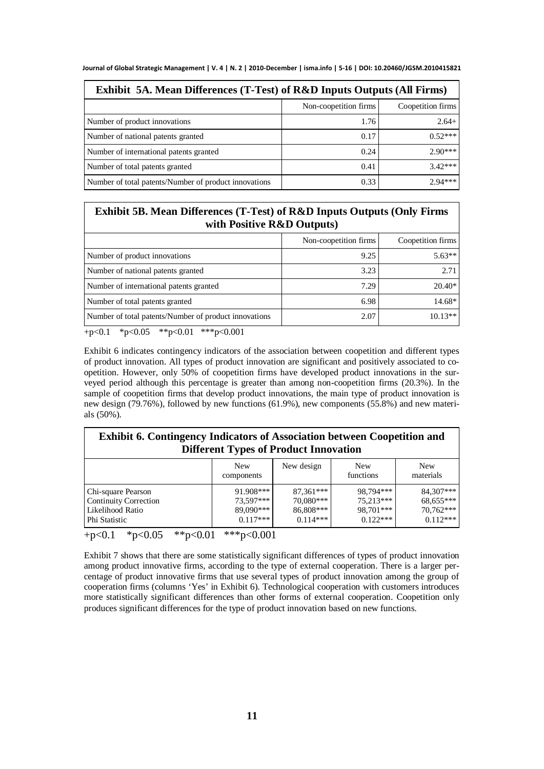**Exhibit 5A. Mean Differences (T-Test) of R&D Inputs Outputs (All Firms)**

| | Non-coopetition firms | Coopetition firms |
|---|---|---|
| Number of product innovations | 1.76 | 2.64+ |
| Number of national patents granted | 0.17 | 0.52*** |
| Number of international patents granted | 0.24 | 2.90*** |
| Number of total patents granted | 0.41 | 3.42*** |
| Number of total patents/Number of product innovations | 0.33 | 2.94*** |

**Exhibit 5B. Mean Differences (T-Test) of R&D Inputs Outputs (Only Firms with Positive R&D Outputs)**

| | Non-coopetition firms | Coopetition firms |
|---|---|---|
| Number of product innovations | 9.25 | 5.63** |
| Number of national patents granted | 3.23 | 2.71 |
| Number of international patents granted | 7.29 | 20.40* |
| Number of total patents granted | 6.98 | 14.68* |
| Number of total patents/Number of product innovations | 2.07 | 10.13** |

+p<0.1 *p<0.05 **p<0.01 ***p<0.001

Exhibit 6 indicates contingency indicators of the association between coopetition and different types of product innovation. All types of product innovation are significant and positively associated to coopetition. However, only 50% of coopetition firms have developed product innovations in the surveyed period although this percentage is greater than among non-coopetition firms (20.3%). In the sample of coopetition firms that develop product innovations, the main type of product innovation is new design (79.76%), followed by new functions (61.9%), new components (55.8%) and new materials (50%).

**Exhibit 6. Contingency Indicators of Association between Coopetition and Different Types of Product Innovation**

| | New components | New design | New functions | New materials |
|---|---|---|---|---|
| Chi-square Pearson | 91.908*** | 87,361*** | 98,794*** | 84,307*** |
| Continuity Correction | 73,597*** | 70,080*** | 75,213*** | 68,655*** |
| Likelihood Ratio | 89,090*** | 86,808*** | 98,701*** | 70,762*** |
| Phi Statistic | 0.117*** | 0.114*** | 0.122*** | 0.112*** |

+p<0.1 *p<0.05 **p<0.01 ***p<0.001

Exhibit 7 shows that there are some statistically significant differences of types of product innovation among product innovative firms, according to the type of external cooperation. There is a larger percentage of product innovative firms that use several types of product innovation among the group of cooperation firms (columns 'Yes' in Exhibit 6). Technological cooperation with customers introduces more statistically significant differences than other forms of external cooperation. Coopetition only produces significant differences for the type of product innovation based on new functions.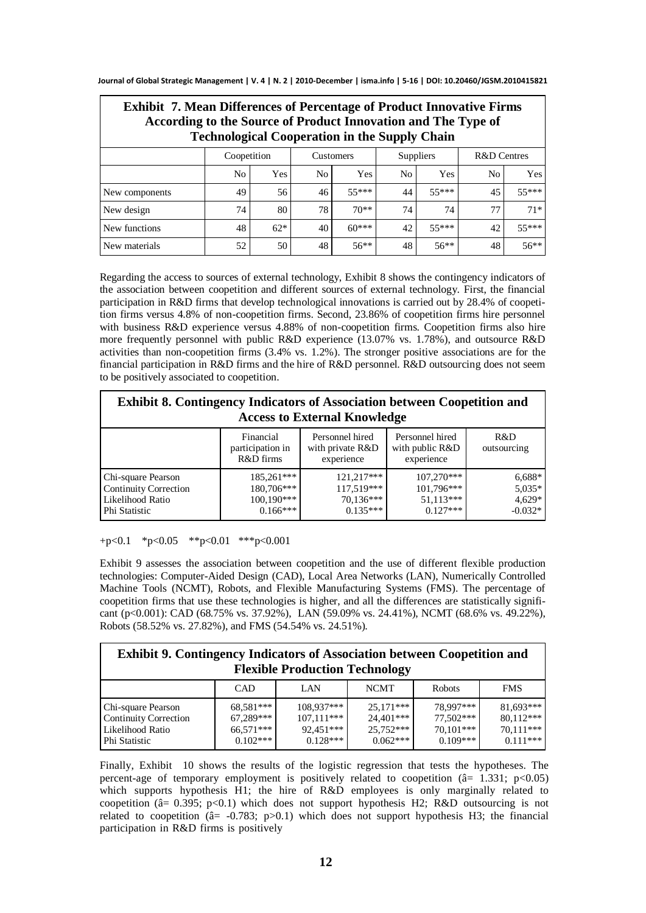**Exhibit 7. Mean Differences of Percentage of Product Innovative Firms According to the Source of Product Innovation and The Type of Technological Cooperation in the Supply Chain**

| | Coopetition | | Customers | | Suppliers | | R&D Centres | |
|---|---|---|---|---|---|---|---|---|
| | No | Yes | No | Yes | No | Yes | No | Yes |
| New components | 49 | 56 | 46 | 55*** | 44 | 55*** | 45 | 55*** |
| New design | 74 | 80 | 78 | 70** | 74 | 74 | 77 | 71* |
| New functions | 48 | 62* | 40 | 60*** | 42 | 55*** | 42 | 55*** |
| New materials | 52 | 50 | 48 | 56** | 48 | 56** | 48 | 56** |

Regarding the access to sources of external technology, Exhibit 8 shows the contingency indicators of the association between coopetition and different sources of external technology. First, the financial participation in R&D firms that develop technological innovations is carried out by 28.4% of coopetition firms versus 4.8% of non-coopetition firms. Second, 23.86% of coopetition firms hire personnel with business R&D experience versus 4.88% of non-coopetition firms. Coopetition firms also hire more frequently personnel with public R&D experience (13.07% vs. 1.78%), and outsource R&D activities than non-coopetition firms (3.4% vs. 1.2%). The stronger positive associations are for the financial participation in R&D firms and the hire of R&D personnel. R&D outsourcing does not seem to be positively associated to coopetition.

**Exhibit 8. Contingency Indicators of Association between Coopetition and Access to External Knowledge**

| | Financial participation in R&D firms | Personnel hired with private R&D experience | Personnel hired with public R&D experience | R&D outsourcing |
|---|---|---|---|---|
| Chi-square Pearson | 185,261*** | 121,217*** | 107,270*** | 6,688* |
| Continuity Correction | 180,706*** | 117,519*** | 101,796*** | 5,035* |
| Likelihood Ratio | 100,190*** | 70,136*** | 51,113*** | 4,629* |
| Phi Statistic | 0.166*** | 0.135*** | 0.127*** | -0.032* |

+p<0.1 *p<0.05 **p<0.01 ***p<0.001

Exhibit 9 assesses the association between coopetition and the use of different flexible production technologies: Computer-Aided Design (CAD), Local Area Networks (LAN), Numerically Controlled Machine Tools (NCMT), Robots, and Flexible Manufacturing Systems (FMS). The percentage of coopetition firms that use these technologies is higher, and all the differences are statistically significant ($p<0.001$): CAD (68.75% vs. 37.92%), LAN (59.09% vs. 24.41%), NCMT (68.6% vs. 49.22%), Robots (58.52% vs. 27.82%), and FMS (54.54% vs. 24.51%).

**Exhibit 9. Contingency Indicators of Association between Coopetition and Flexible Production Technology**

| | CAD | LAN | NCMT | Robots | FMS |
|---|---|---|---|---|---|
| Chi-square Pearson | 68,581*** | 108,937*** | 25,171*** | 78,997*** | 81,693*** |
| Continuity Correction | 67,289*** | 107,111*** | 24,401*** | 77,502*** | 80,112*** |
| Likelihood Ratio | 66,571*** | 92,451*** | 25,752*** | 70,101*** | 70,111*** |
| Phi Statistic | 0.102*** | 0.128*** | 0.062*** | 0.109*** | 0.111*** |

Finally, Exhibit 10 shows the results of the logistic regression that tests the hypotheses. The percent-age of temporary employment is positively related to coopetition (â= 1.331; $p<0.05$) which supports hypothesis H1; the hire of R&D employees is only marginally related to coopetition (â= 0.395; $p<0.1$) which does not support hypothesis H2; R&D outsourcing is not related to coopetition (â= -0.783; $p>0.1$) which does not support hypothesis H3; the financial participation in R&D firms is positively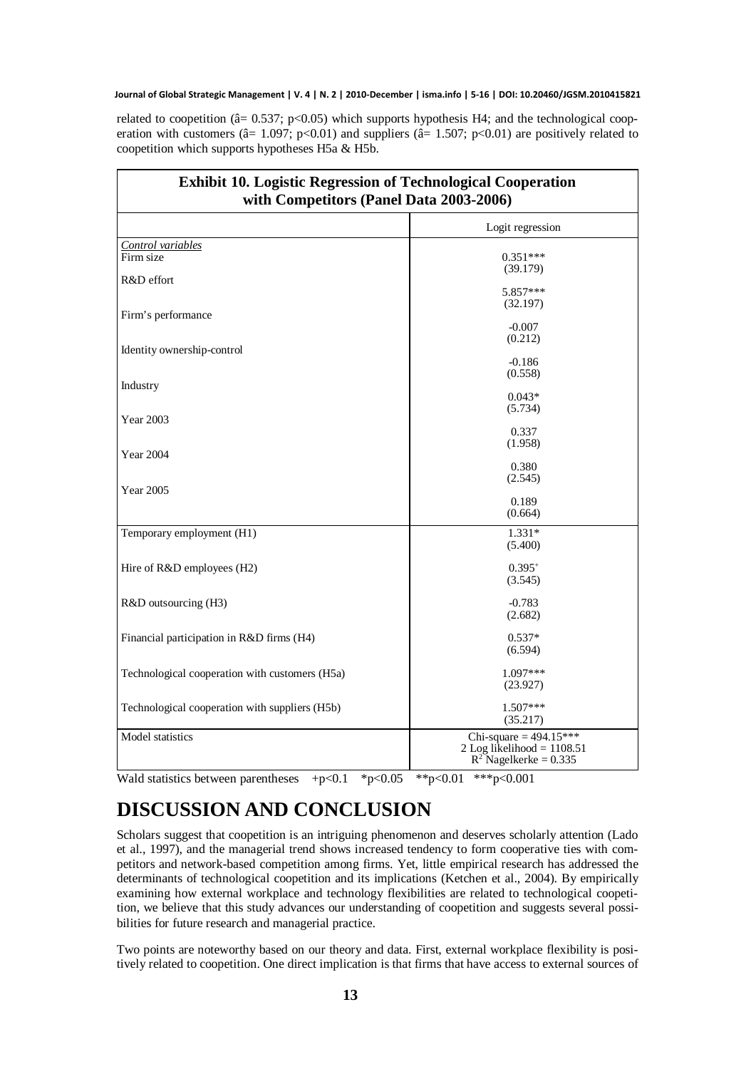related to coopetition (â= 0.537; $p<0.05$) which supports hypothesis H4; and the technological cooperation with customers (â= 1.097; $p<0.01$) and suppliers (â= 1.507; $p<0.01$) are positively related to coopetition which supports hypotheses H5a & H5b.

**Exhibit 10. Logistic Regression of Technological Cooperation with Competitors (Panel Data 2003-2006)**

| | Logit regression |
|---|---|
| *Control variables* | |
| Firm size | 0.351*** (39.179) |
| R&D effort | 5.857*** (32.197) |
| Firm's performance | -0.007 (0.212) |
| Identity ownership-control | -0.186 (0.558) |
| Industry | 0.043* (5.734) |
| Year 2003 | 0.337 (1.958) |
| Year 2004 | 0.380 (2.545) |
| Year 2005 | 0.189 (0.664) |
| Temporary employment (H1) | 1.331* (5.400) |
| Hire of R&D employees (H2) | 0.395+ (3.545) |
| R&D outsourcing (H3) | -0.783 (2.682) |
| Financial participation in R&D firms (H4) | 0.537* (6.594) |
| Technological cooperation with customers (H5a) | 1.097*** (23.927) |
| Technological cooperation with suppliers (H5b) | 1.507*** (35.217) |
| Model statistics | Chi-square = 494.15*** <br> 2 Log likelihood = 1108.51 <br> $R^2$ Nagelkerke = 0.335 |

Wald statistics between parentheses +$p<0.1$ *$p<0.05$ **$p<0.01$ ***$p<0.001$

# DISCUSSION AND CONCLUSION

Scholars suggest that coopetition is an intriguing phenomenon and deserves scholarly attention (Lado et al., 1997), and the managerial trend shows increased tendency to form cooperative ties with competitors and network-based competition among firms. Yet, little empirical research has addressed the determinants of technological coopetition and its implications (Ketchen et al., 2004). By empirically examining how external workplace and technology flexibilities are related to technological coopetition, we believe that this study advances our understanding of coopetition and suggests several possibilities for future research and managerial practice.

Two points are noteworthy based on our theory and data. First, external workplace flexibility is positively related to coopetition. One direct implication is that firms that have access to external sources of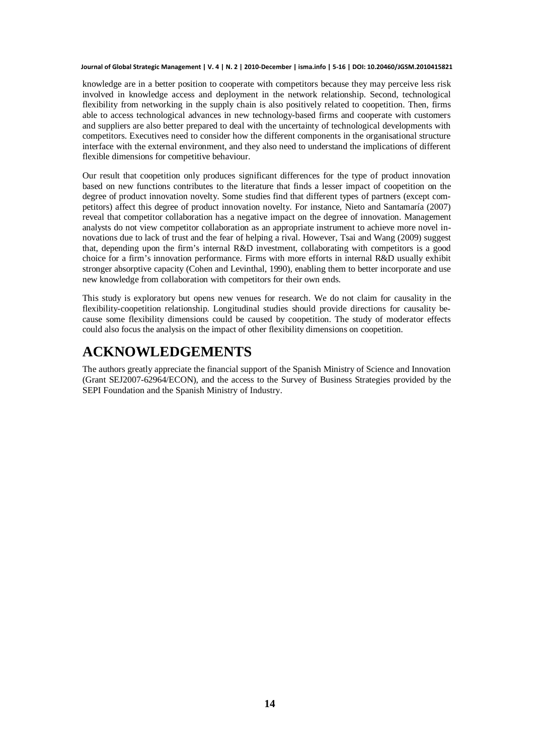knowledge are in a better position to cooperate with competitors because they may perceive less risk involved in knowledge access and deployment in the network relationship. Second, technological flexibility from networking in the supply chain is also positively related to coopetition. Then, firms able to access technological advances in new technology-based firms and cooperate with customers and suppliers are also better prepared to deal with the uncertainty of technological developments with competitors. Executives need to consider how the different components in the organisational structure interface with the external environment, and they also need to understand the implications of different flexible dimensions for competitive behaviour.

Our result that coopetition only produces significant differences for the type of product innovation based on new functions contributes to the literature that finds a lesser impact of coopetition on the degree of product innovation novelty. Some studies find that different types of partners (except competitors) affect this degree of product innovation novelty. For instance, Nieto and Santamaría (2007) reveal that competitor collaboration has a negative impact on the degree of innovation. Management analysts do not view competitor collaboration as an appropriate instrument to achieve more novel innovations due to lack of trust and the fear of helping a rival. However, Tsai and Wang (2009) suggest that, depending upon the firm's internal R&D investment, collaborating with competitors is a good choice for a firm's innovation performance. Firms with more efforts in internal R&D usually exhibit stronger absorptive capacity (Cohen and Levinthal, 1990), enabling them to better incorporate and use new knowledge from collaboration with competitors for their own ends.

This study is exploratory but opens new venues for research. We do not claim for causality in the flexibility-coopetition relationship. Longitudinal studies should provide directions for causality because some flexibility dimensions could be caused by coopetition. The study of moderator effects could also focus the analysis on the impact of other flexibility dimensions on coopetition.

# ACKNOWLEDGEMENTS

The authors greatly appreciate the financial support of the Spanish Ministry of Science and Innovation (Grant SEJ2007-62964/ECON), and the access to the Survey of Business Strategies provided by the SEPI Foundation and the Spanish Ministry of Industry.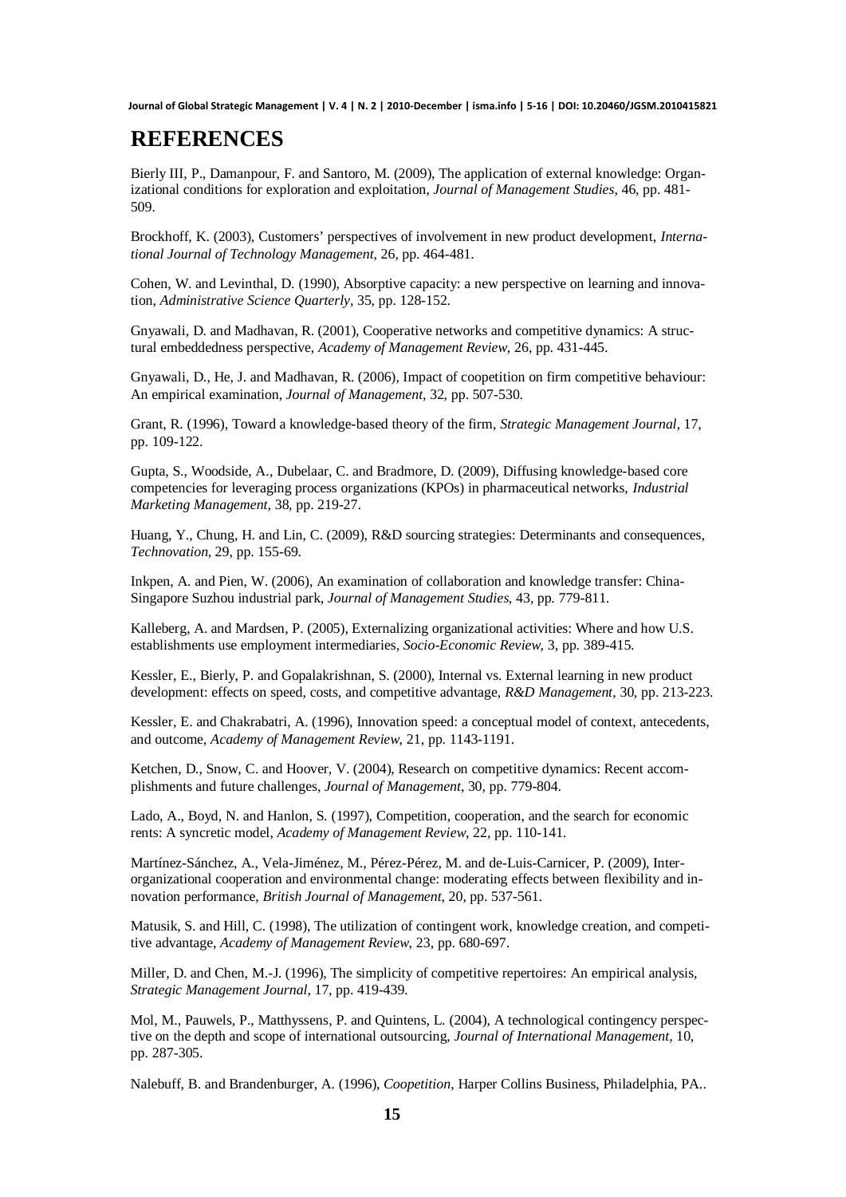# REFERENCES

Bierly III, P., Damanpour, F. and Santoro, M. (2009), The application of external knowledge: Organizational conditions for exploration and exploitation, *Journal of Management Studies*, 46, pp. 481-509.

Brockhoff, K. (2003), Customers' perspectives of involvement in new product development, *International Journal of Technology Management*, 26, pp. 464-481.

Cohen, W. and Levinthal, D. (1990), Absorptive capacity: a new perspective on learning and innovation, *Administrative Science Quarterly*, 35, pp. 128-152.

Gnyawali, D. and Madhavan, R. (2001), Cooperative networks and competitive dynamics: A structural embeddedness perspective, *Academy of Management Review*, 26, pp. 431-445.

Gnyawali, D., He, J. and Madhavan, R. (2006), Impact of coopetition on firm competitive behaviour: An empirical examination, *Journal of Management*, 32, pp. 507-530.

Grant, R. (1996), Toward a knowledge-based theory of the firm, *Strategic Management Journal*, 17, pp. 109-122.

Gupta, S., Woodside, A., Dubelaar, C. and Bradmore, D. (2009), Diffusing knowledge-based core competencies for leveraging process organizations (KPOs) in pharmaceutical networks, *Industrial Marketing Management*, 38, pp. 219-27.

Huang, Y., Chung, H. and Lin, C. (2009), R&D sourcing strategies: Determinants and consequences, *Technovation*, 29, pp. 155-69.

Inkpen, A. and Pien, W. (2006), An examination of collaboration and knowledge transfer: China-Singapore Suzhou industrial park, *Journal of Management Studies*, 43, pp. 779-811.

Kalleberg, A. and Mardsen, P. (2005), Externalizing organizational activities: Where and how U.S. establishments use employment intermediaries, *Socio-Economic Review*, 3, pp. 389-415.

Kessler, E., Bierly, P. and Gopalakrishnan, S. (2000), Internal vs. External learning in new product development: effects on speed, costs, and competitive advantage, *R&D Management*, 30, pp. 213-223.

Kessler, E. and Chakrabatri, A. (1996), Innovation speed: a conceptual model of context, antecedents, and outcome, *Academy of Management Review*, 21, pp. 1143-1191.

Ketchen, D., Snow, C. and Hoover, V. (2004), Research on competitive dynamics: Recent accomplishments and future challenges, *Journal of Management*, 30, pp. 779-804.

Lado, A., Boyd, N. and Hanlon, S. (1997), Competition, cooperation, and the search for economic rents: A syncretic model, *Academy of Management Review*, 22, pp. 110-141.

Martínez-Sánchez, A., Vela-Jiménez, M., Pérez-Pérez, M. and de-Luis-Carnicer, P. (2009), Inter-organizational cooperation and environmental change: moderating effects between flexibility and innovation performance, *British Journal of Management*, 20, pp. 537-561.

Matusik, S. and Hill, C. (1998), The utilization of contingent work, knowledge creation, and competitive advantage, *Academy of Management Review*, 23, pp. 680-697.

Miller, D. and Chen, M.-J. (1996), The simplicity of competitive repertoires: An empirical analysis, *Strategic Management Journal*, 17, pp. 419-439.

Mol, M., Pauwels, P., Matthyssens, P. and Quintens, L. (2004), A technological contingency perspective on the depth and scope of international outsourcing, *Journal of International Management*, 10, pp. 287-305.

Nalebuff, B. and Brandenburger, A. (1996), *Coopetition*, Harper Collins Business, Philadelphia, PA..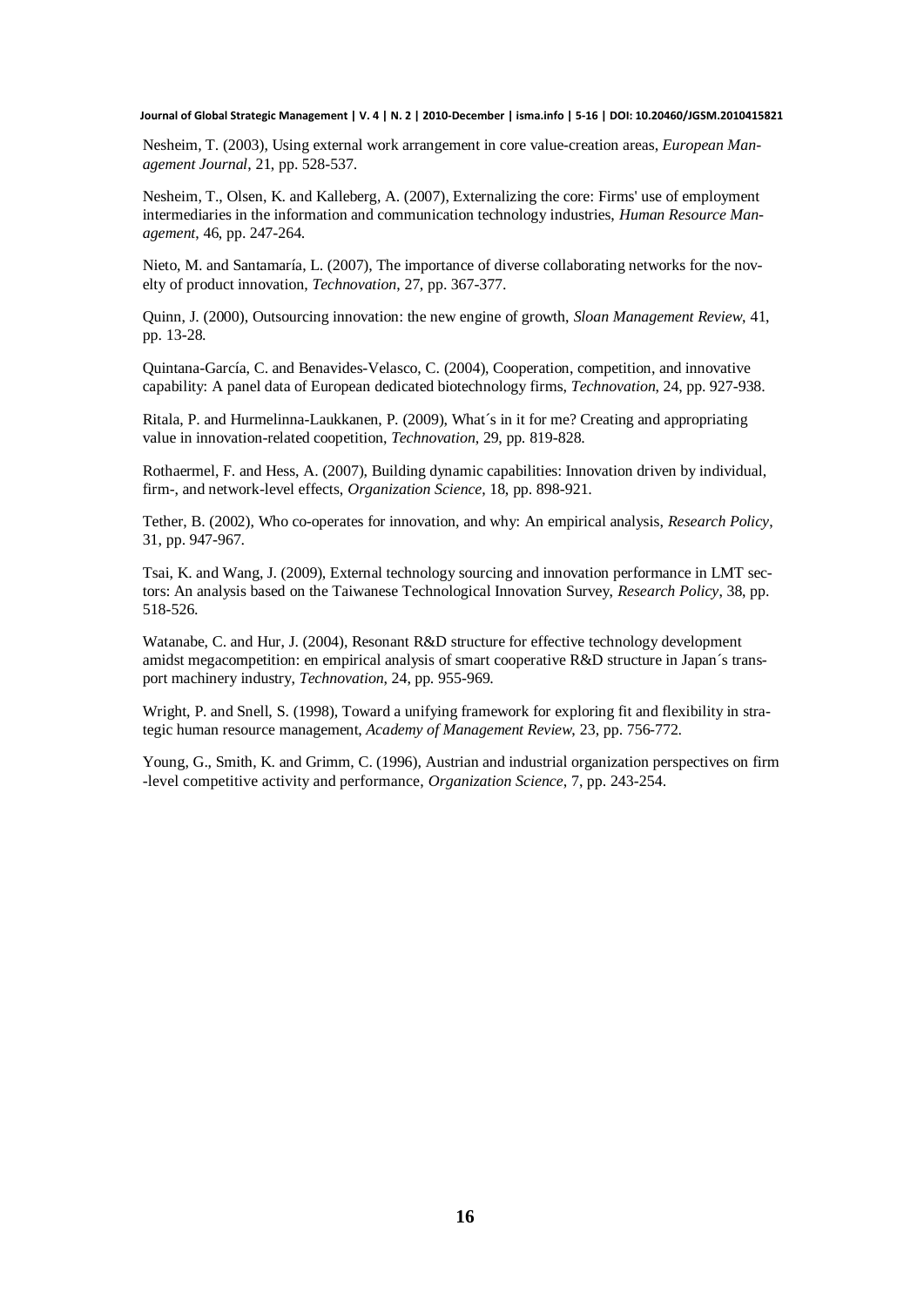Nesheim, T. (2003), Using external work arrangement in core value-creation areas, *European Management Journal*, 21, pp. 528-537.

Nesheim, T., Olsen, K. and Kalleberg, A. (2007), Externalizing the core: Firms' use of employment intermediaries in the information and communication technology industries, *Human Resource Management*, 46, pp. 247-264.

Nieto, M. and Santamaría, L. (2007), The importance of diverse collaborating networks for the novelty of product innovation, *Technovation*, 27, pp. 367-377.

Quinn, J. (2000), Outsourcing innovation: the new engine of growth, *Sloan Management Review*, 41, pp. 13-28.

Quintana-García, C. and Benavides-Velasco, C. (2004), Cooperation, competition, and innovative capability: A panel data of European dedicated biotechnology firms, *Technovation*, 24, pp. 927-938.

Ritala, P. and Hurmelinna-Laukkanen, P. (2009), What´s in it for me? Creating and appropriating value in innovation-related coopetition, *Technovation*, 29, pp. 819-828.

Rothaermel, F. and Hess, A. (2007), Building dynamic capabilities: Innovation driven by individual, firm-, and network-level effects, *Organization Science*, 18, pp. 898-921.

Tether, B. (2002), Who co-operates for innovation, and why: An empirical analysis, *Research Policy*, 31, pp. 947-967.

Tsai, K. and Wang, J. (2009), External technology sourcing and innovation performance in LMT sectors: An analysis based on the Taiwanese Technological Innovation Survey, *Research Policy*, 38, pp. 518-526.

Watanabe, C. and Hur, J. (2004), Resonant R&D structure for effective technology development amidst megacompetition: en empirical analysis of smart cooperative R&D structure in Japan´s transport machinery industry, *Technovation*, 24, pp. 955-969.

Wright, P. and Snell, S. (1998), Toward a unifying framework for exploring fit and flexibility in strategic human resource management, *Academy of Management Review*, 23, pp. 756-772.

Young, G., Smith, K. and Grimm, C. (1996), Austrian and industrial organization perspectives on firm -level competitive activity and performance, *Organization Science*, 7, pp. 243-254.